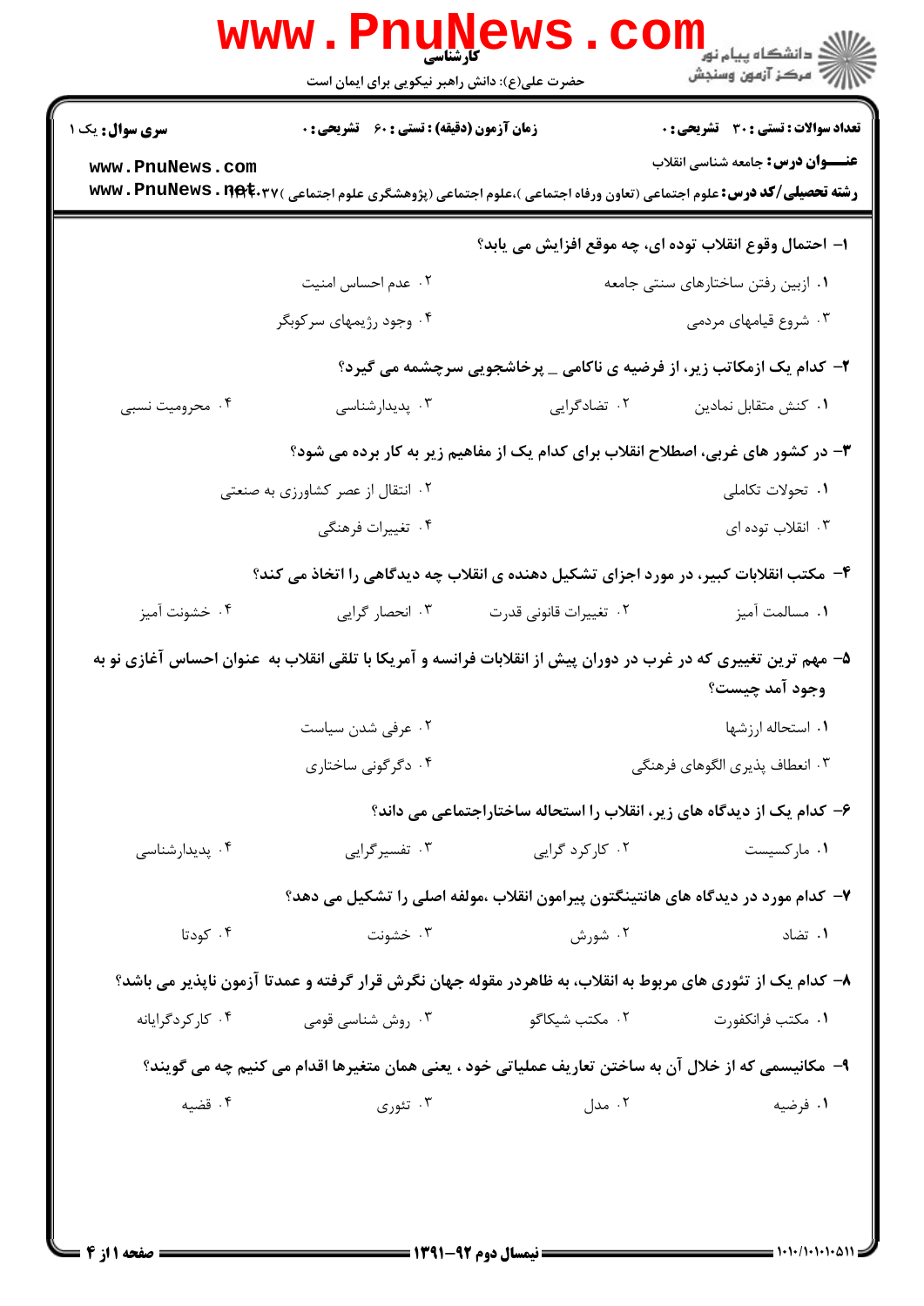کارشناسی

حضرت علی(ع): دانش راهبر نیکویی برای ایمان است

دانشگاه پیام نور
مرکز آزمون وسنجش

**سری سوال:** یک ۱ | **زمان آزمون (دقیقه) : تستی :** ۶۰ **تشریحی :** ۰ | **تعداد سوالات : تستی :** ۳۰ **تشریحی :** ۰

**عنـــوان درس:** جامعه شناسی انقلاب

**رشته تحصیلی/کد درس:** علوم اجتماعی (تعاون ورفاه اجتماعی )،علوم اجتماعی (پژوهشگری علوم اجتماعی )۱۲۲۴۰۳۷

---

**۱- احتمال وقوع انقلاب توده ای، چه موقع افزایش می یابد؟**

۱. ازبین رفتن ساختارهای سنتی جامعه
۲. عدم احساس امنیت
۳. شروع قیامهای مردمی
۴. وجود رژیمهای سرکوبگر

**۲- کدام یک ازمکاتب زیر، از فرضیه ی ناکامی _ پرخاشجویی سرچشمه می گیرد؟**

۱. کنش متقابل نمادین
۲. تضادگرایی
۳. پدیدارشناسی
۴. محرومیت نسبی

**۳- در کشور های غربی، اصطلاح انقلاب برای کدام یک از مفاهیم زیر به کار برده می شود؟**

۱. تحولات تکاملی
۲. انتقال از عصر کشاورزی به صنعتی
۳. انقلاب توده ای
۴. تغییرات فرهنگی

**۴- مکتب انقلابات کبیر، در مورد اجزای تشکیل دهنده ی انقلاب چه دیدگاهی را اتخاذ می کند؟**

۱. مسالمت آمیز
۲. تغییرات قانونی قدرت
۳. انحصار گرایی
۴. خشونت آمیز

**۵- مهم ترین تغییری که در غرب در دوران پیش از انقلابات فرانسه و آمریکا با تلقی انقلاب به عنوان احساس آغازی نو به وجود آمد چیست؟**

۱. استحاله ارزشها
۲. عرفی شدن سیاست
۳. انعطاف پذیری الگوهای فرهنگی
۴. دگرگونی ساختاری

**۶- کدام یک از دیدگاه های زیر، انقلاب را استحاله ساختاراجتماعی می داند؟**

۱. مارکسیست
۲. کارکرد گرایی
۳. تفسیرگرایی
۴. پدیدارشناسی

**۷- کدام مورد در دیدگاه های هانتینگتون پیرامون انقلاب ،مولفه اصلی را تشکیل می دهد؟**

۱. تضاد
۲. شورش
۳. خشونت
۴. کودتا

**۸- کدام یک از تئوری های مربوط به انقلاب، به ظاهردر مقوله جهان نگرش قرار گرفته و عمدتا آزمون ناپذیر می باشد؟**

۱. مکتب فرانکفورت
۲. مکتب شیکاگو
۳. روش شناسی قومی
۴. کارکردگرایانه

**۹- مکانیسمی که از خلال آن به ساختن تعاریف عملیاتی خود ، یعنی همان متغیرها اقدام می کنیم چه می گویند؟**

۱. فرضیه
۲. مدل
۳. تئوری
۴. قضیه

نیمسال دوم ۹۲-۱۳۹۱

۱۰۱۰/۱۰۱۰۱۰۵۱۱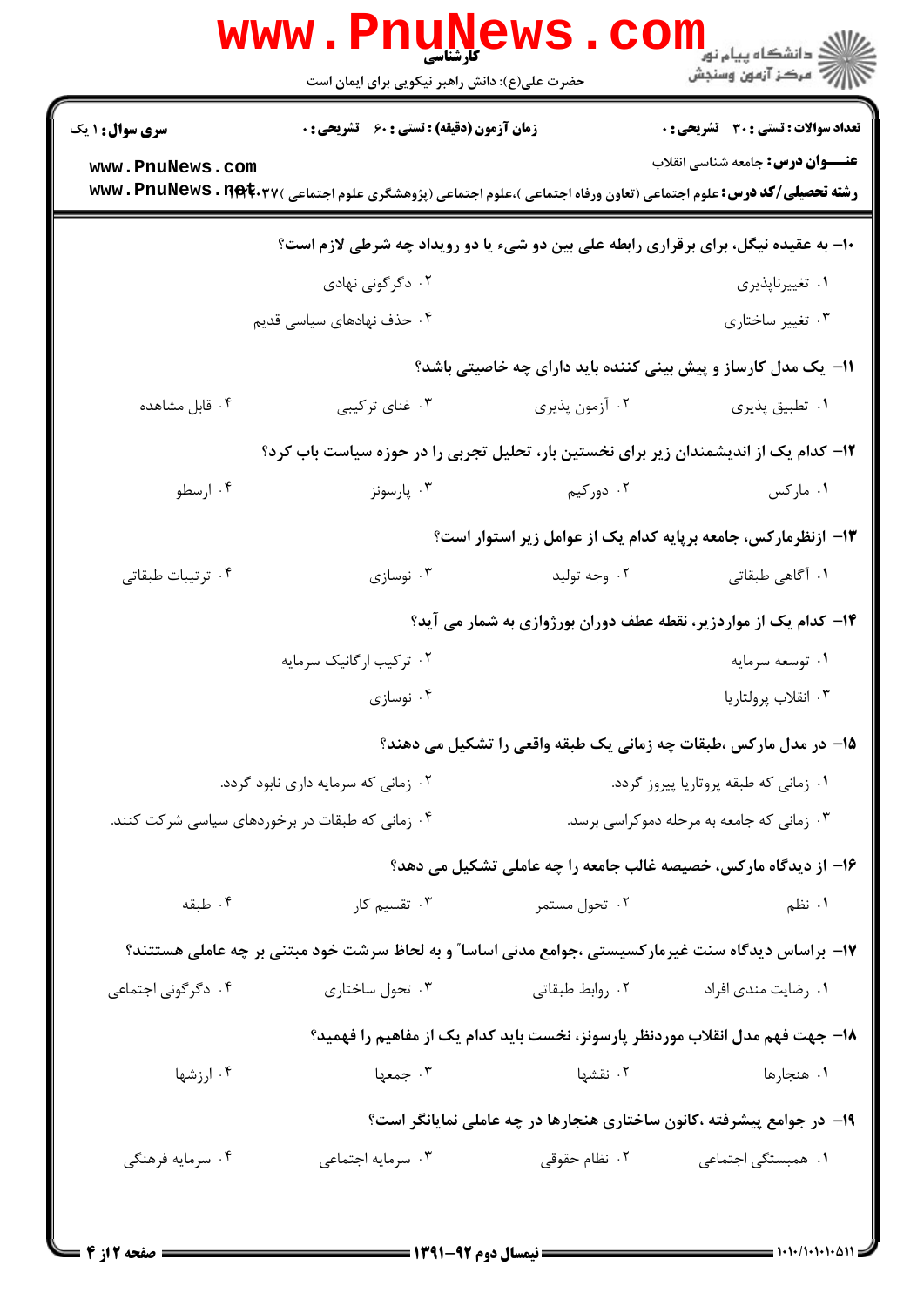۱۰- به عقیده نیگل، برای برقراری رابطه علی بین دو شیء یا دو رویداد چه شرطی لازم است؟

۱. تغییرناپذیری
۲. دگرگونی نهادی
۳. تغییر ساختاری
۴. حذف نهادهای سیاسی قدیم

۱۱- یک مدل کارساز و پیش بینی کننده باید دارای چه خاصیتی باشد؟

۱. تطبیق پذیری
۲. آزمون پذیری
۳. غنای ترکیبی
۴. قابل مشاهده

۱۲- کدام یک از اندیشمندان زیر برای نخستین بار، تحلیل تجربی را در حوزه سیاست باب کرد؟

۱. مارکس
۲. دورکیم
۳. پارسونز
۴. ارسطو

۱۳- ازنظرمارکس، جامعه برپایه کدام یک از عوامل زیر استوار است؟

۱. آگاهی طبقاتی
۲. وجه تولید
۳. نوسازی
۴. ترتیبات طبقاتی

۱۴- کدام یک از مواردزیر، نقطه عطف دوران بورژوازی به شمار می آید؟

۱. توسعه سرمایه
۲. ترکیب ارگانیک سرمایه
۳. انقلاب پرولتاریا
۴. نوسازی

۱۵- در مدل مارکس ،طبقات چه زمانی یک طبقه واقعی را تشکیل می دهند؟

۱. زمانی که طبقه پروتاریا پیروز گردد.
۲. زمانی که سرمایه داری نابود گردد.
۳. زمانی که جامعه به مرحله دموکراسی برسد.
۴. زمانی که طبقات در برخوردهای سیاسی شرکت کنند.

۱۶- از دیدگاه مارکس، خصیصه غالب جامعه را چه عاملی تشکیل می دهد؟

۱. نظم
۲. تحول مستمر
۳. تقسیم کار
۴. طبقه

۱۷- براساس دیدگاه سنت غیرمارکسیستی ،جوامع مدنی اساساً و به لحاظ سرشت خود مبتنی بر چه عاملی هستند؟

۱. رضایت مندی افراد
۲. روابط طبقاتی
۳. تحول ساختاری
۴. دگرگونی اجتماعی

۱۸- جهت فهم مدل انقلاب موردنظر پارسونز، نخست باید کدام یک از مفاهیم را فهمید؟

۱. هنجارها
۲. نقشها
۳. جمعها
۴. ارزشها

۱۹- در جوامع پیشرفته ،کانون ساختاری هنجارها در چه عاملی نمایانگر است؟

۱. همبستگی اجتماعی
۲. نظام حقوقی
۳. سرمایه اجتماعی
۴. سرمایه فرهنگی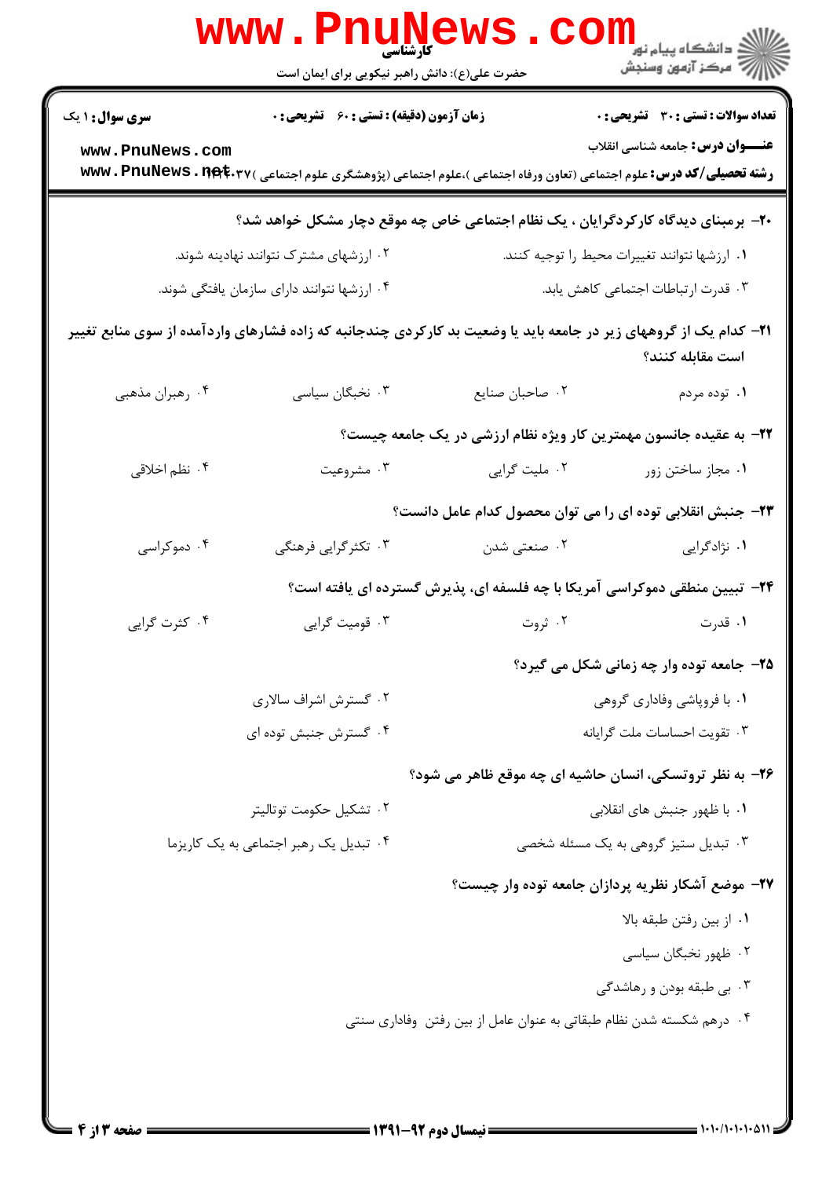۲۰- برمبنای دیدگاه کارکردگرایان ، یک نظام اجتماعی خاص چه موقع دچار مشکل خواهد شد؟

۱. ارزشها نتوانند تغییرات محیط را توجیه کنند.

۲. ارزشهای مشترک نتوانند نهادینه شوند.

۳. قدرت ارتباطات اجتماعی کاهش یابد.

۴. ارزشها نتوانند دارای سازمان یافتگی شوند.

۲۱- کدام یک از گروههای زیر در جامعه باید با وضعیت بد کارکردی چندجانبه که زاده فشارهای واردآمده از سوی منابع تغییر است مقابله کنند؟

۱. توده مردم

۲. صاحبان صنایع

۳. نخبگان سیاسی

۴. رهبران مذهبی

۲۲- به عقیده جانسون مهمترین کار ویژه نظام ارزشی در یک جامعه چیست؟

۱. مجاز ساختن زور

۲. ملیت گرایی

۳. مشروعیت

۴. نظم اخلاقی

۲۳- جنبش انقلابی توده ای را می توان محصول کدام عامل دانست؟

۱. نژادگرایی

۲. صنعتی شدن

۳. تکثرگرایی فرهنگی

۴. دموکراسی

۲۴- تبیین منطقی دموکراسی آمریکا با چه فلسفه ای، پذیرش گسترده ای یافته است؟

۱. قدرت

۲. ثروت

۳. قومیت گرایی

۴. کثرت گرایی

۲۵- جامعه توده وار چه زمانی شکل می گیرد؟

۱. با فروپاشی وفاداری گروهی

۲. گسترش اشراف سالاری

۳. تقویت احساسات ملت گرایانه

۴. گسترش جنبش توده ای

۲۶- به نظر تروتسکی، انسان حاشیه ای چه موقع ظاهر می شود؟

۱. با ظهور جنبش های انقلابی

۲. تشکیل حکومت توتالیتر

۳. تبدیل ستیز گروهی به یک مسئله شخصی

۴. تبدیل یک رهبر اجتماعی به یک کاریزما

۲۷- موضع آشکار نظریه پردازان جامعه توده وار چیست؟

۱. از بین رفتن طبقه بالا

۲. ظهور نخبگان سیاسی

۳. بی طبقه بودن و رهاشدگی

۴. درهم شکسته شدن نظام طبقاتی به عنوان عامل از بین رفتن وفاداری سنتی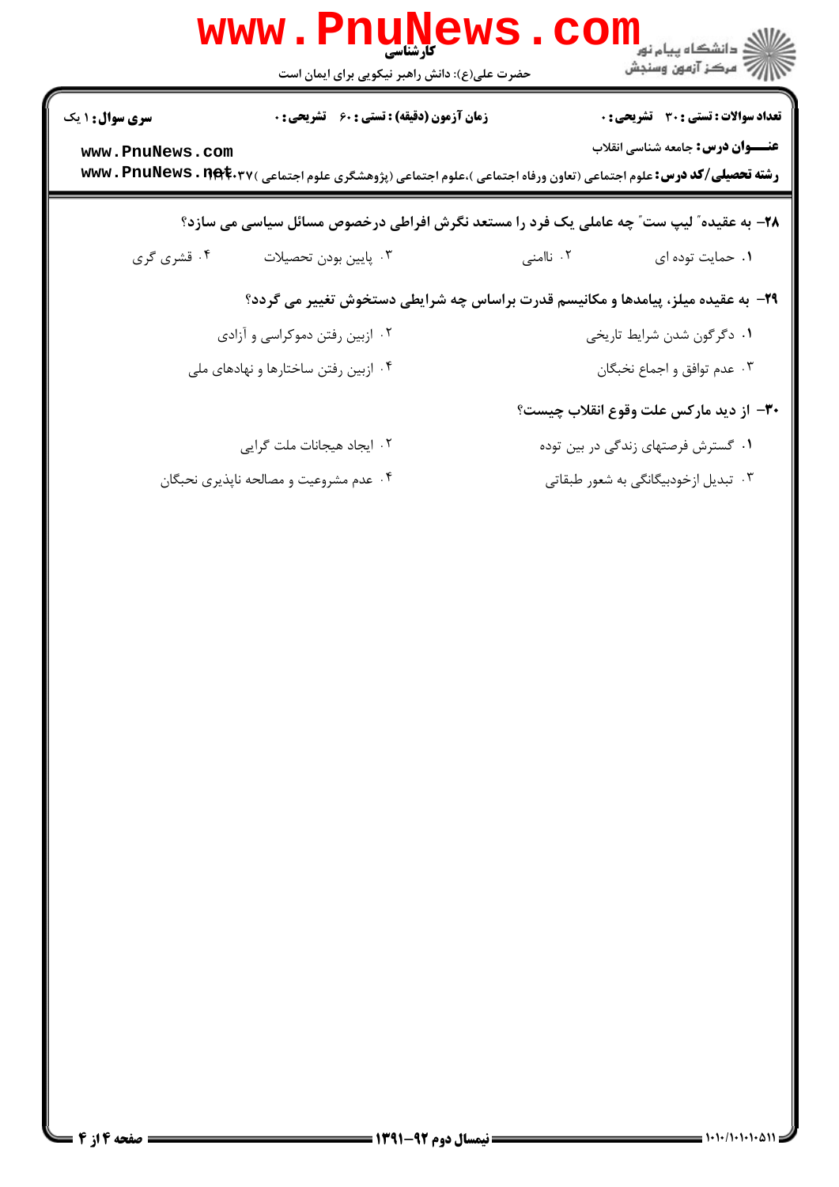**۲۸- به عقیده" لیپ ست" چه عاملی یک فرد را مستعد نگرش افراطی درخصوص مسائل سیاسی می سازد؟**

۱. حمایت توده ای

۲. ناامنی

۳. پایین بودن تحصیلات

۴. قشری گری

**۲۹- به عقیده میلز، پیامدها و مکانیسم قدرت براساس چه شرایطی دستخوش تغییر می گردد؟**

۱. دگرگون شدن شرایط تاریخی

۲. ازبین رفتن دموکراسی و آزادی

۳. عدم توافق و اجماع نخبگان

۴. ازبین رفتن ساختارها و نهادهای ملی

**۳۰- از دید مارکس علت وقوع انقلاب چیست؟**

۱. گسترش فرصتهای زندگی در بین توده

۲. ایجاد هیجانات ملت گرایی

۳. تبدیل ازخودبیگانگی به شعور طبقاتی

۴. عدم مشروعیت و مصالحه ناپذیری نحبگان